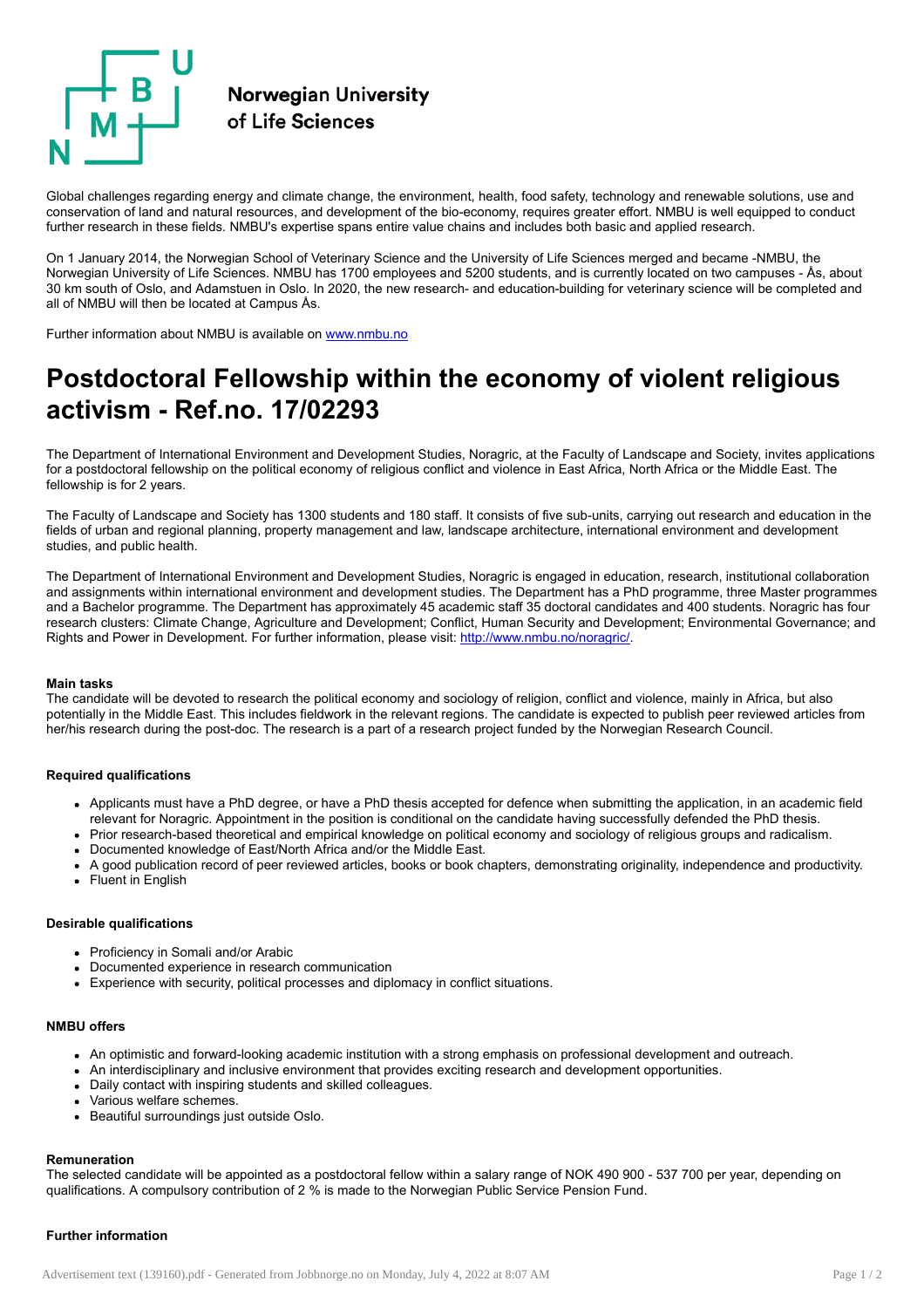Norwegian University of Life Sciences

Global challenges regarding energy and climate change, the environment, health, food safety, technology and renewable solutions, use and conservation of land and natural resources, and development of the bio-economy, requires greater effort. NMBU is well equipped to conduct further research in these fields. NMBU's expertise spans entire value chains and includes both basic and applied research.

On 1 January 2014, the Norwegian School of Veterinary Science and the University of Life Sciences merged and became -NMBU, the Norwegian University of Life Sciences. NMBU has 1700 employees and 5200 students, and is currently located on two campuses - Ås, about 30 km south of Oslo, and Adamstuen in Oslo. In 2020, the new research- and education-building for veterinary science will be completed and all of NMBU will then be located at Campus Ås.

Further information about NMBU is available on [www.nmbu.no](http://www.nmbu.no)

# Postdoctoral Fellowship within the economy of violent religious activism - Ref.no. 17/02293

The Department of International Environment and Development Studies, Noragric, at the Faculty of Landscape and Society, invites applications for a postdoctoral fellowship on the political economy of religious conflict and violence in East Africa, North Africa or the Middle East. The fellowship is for 2 years.

The Faculty of Landscape and Society has 1300 students and 180 staff. It consists of five sub-units, carrying out research and education in the fields of urban and regional planning, property management and law, landscape architecture, international environment and development studies, and public health.

The Department of International Environment and Development Studies, Noragric is engaged in education, research, institutional collaboration and assignments within international environment and development studies. The Department has a PhD programme, three Master programmes and a Bachelor programme. The Department has approximately 45 academic staff 35 doctoral candidates and 400 students. Noragric has four research clusters: Climate Change, Agriculture and Development; Conflict, Human Security and Development; Environmental Governance; and Rights and Power in Development. For further information, please visit: [http://www.nmbu.no/noragric/](http://www.nmbu.no/noragric/).

**Main tasks**

The candidate will be devoted to research the political economy and sociology of religion, conflict and violence, mainly in Africa, but also potentially in the Middle East. This includes fieldwork in the relevant regions. The candidate is expected to publish peer reviewed articles from her/his research during the post-doc. The research is a part of a research project funded by the Norwegian Research Council.

**Required qualifications**

- Applicants must have a PhD degree, or have a PhD thesis accepted for defence when submitting the application, in an academic field relevant for Noragric. Appointment in the position is conditional on the candidate having successfully defended the PhD thesis.
- Prior research-based theoretical and empirical knowledge on political economy and sociology of religious groups and radicalism.
- Documented knowledge of East/North Africa and/or the Middle East.
- A good publication record of peer reviewed articles, books or book chapters, demonstrating originality, independence and productivity.
- Fluent in English

**Desirable qualifications**

- Proficiency in Somali and/or Arabic
- Documented experience in research communication
- Experience with security, political processes and diplomacy in conflict situations.

**NMBU offers**

- An optimistic and forward-looking academic institution with a strong emphasis on professional development and outreach.
- An interdisciplinary and inclusive environment that provides exciting research and development opportunities.
- Daily contact with inspiring students and skilled colleagues.
- Various welfare schemes.
- Beautiful surroundings just outside Oslo.

**Remuneration**

The selected candidate will be appointed as a postdoctoral fellow within a salary range of NOK 490 900 - 537 700 per year, depending on qualifications. A compulsory contribution of 2 % is made to the Norwegian Public Service Pension Fund.

**Further information**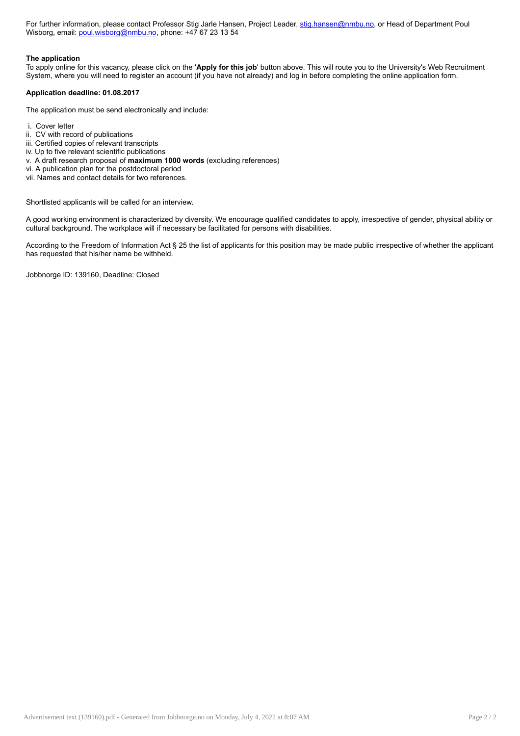For further information, please contact Professor Stig Jarle Hansen, Project Leader, stig.hansen@nmbu.no, or Head of Department Poul Wisborg, email: poul.wisborg@nmbu.no, phone: +47 67 23 13 54

**The application**

To apply online for this vacancy, please click on the **'Apply for this job**' button above. This will route you to the University's Web Recruitment System, where you will need to register an account (if you have not already) and log in before completing the online application form.

**Application deadline: 01.08.2017**

The application must be send electronically and include:

i. Cover letter
ii. CV with record of publications
iii. Certified copies of relevant transcripts
iv. Up to five relevant scientific publications
v. A draft research proposal of **maximum 1000 words** (excluding references)
vi. A publication plan for the postdoctoral period
vii. Names and contact details for two references.

Shortlisted applicants will be called for an interview.

A good working environment is characterized by diversity. We encourage qualified candidates to apply, irrespective of gender, physical ability or cultural background. The workplace will if necessary be facilitated for persons with disabilities.

According to the Freedom of Information Act § 25 the list of applicants for this position may be made public irrespective of whether the applicant has requested that his/her name be withheld.

Jobbnorge ID: 139160, Deadline: Closed